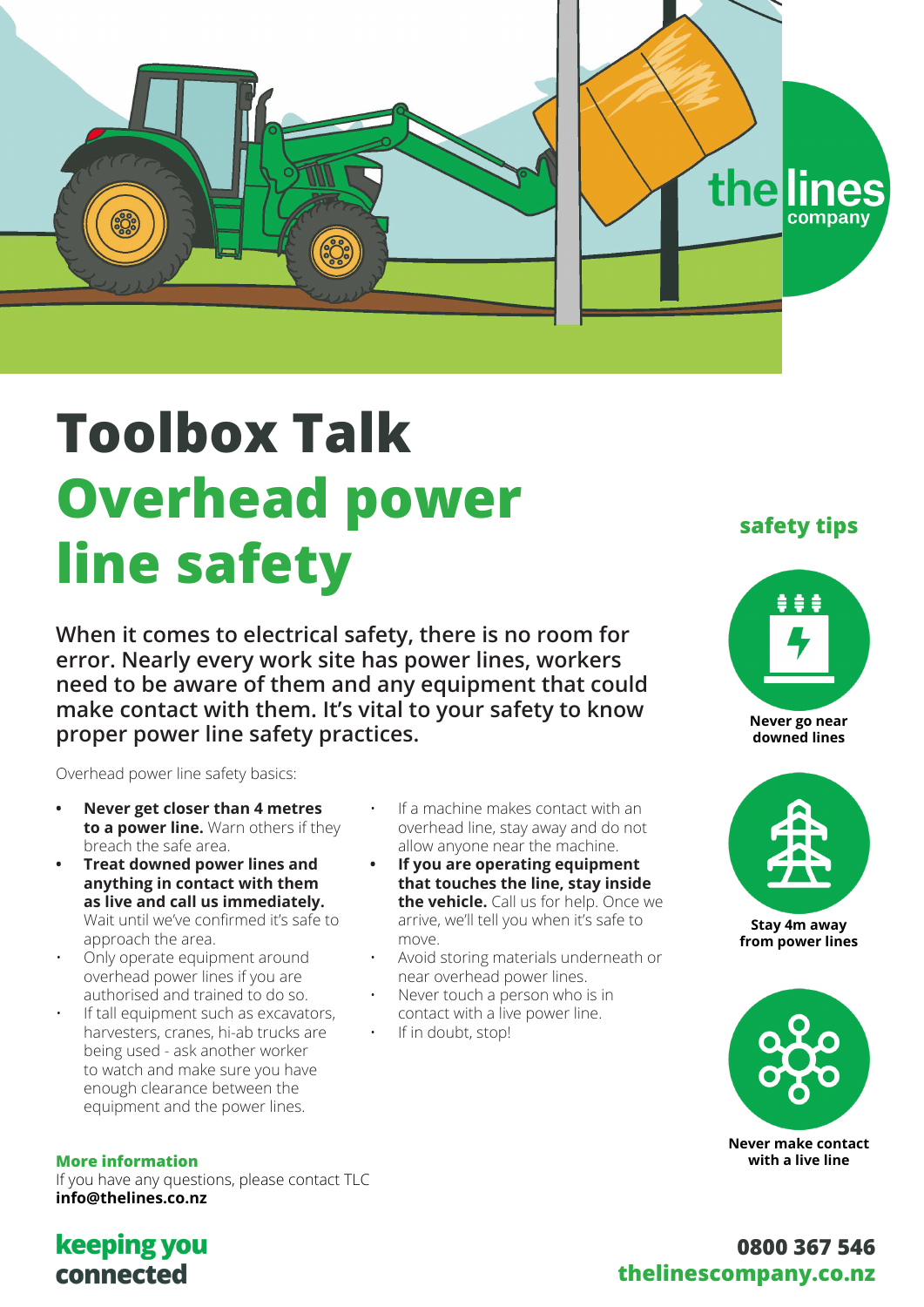# Toolbox Talk

# Overhead power line safety

**When it comes to electrical safety, there is no room for error. Nearly every work site has power lines, workers need to be aware of them and any equipment that could make contact with them. It's vital to your safety to know proper power line safety practices.**

Overhead power line safety basics:

- **Never get closer than 4 metres to a power line.** Warn others if they breach the safe area.
- **Treat downed power lines and anything in contact with them as live and call us immediately.** Wait until we've confirmed it's safe to approach the area.
- Only operate equipment around overhead power lines if you are authorised and trained to do so.
- If tall equipment such as excavators, harvesters, cranes, hi-ab trucks are being used - ask another worker to watch and make sure you have enough clearance between the equipment and the power lines.
- If a machine makes contact with an overhead line, stay away and do not allow anyone near the machine.
- **If you are operating equipment that touches the line, stay inside the vehicle.** Call us for help. Once we arrive, we'll tell you when it's safe to move.
- Avoid storing materials underneath or near overhead power lines.
- Never touch a person who is in contact with a live power line.
- If in doubt, stop!

### More information

If you have any questions, please contact TLC
**info@thelines.co.nz**

## safety tips

**Never go near downed lines**

**Stay 4m away from power lines**

**Never make contact with a live line**

**keeping you connected**

**0800 367 546**
**thelinescompany.co.nz**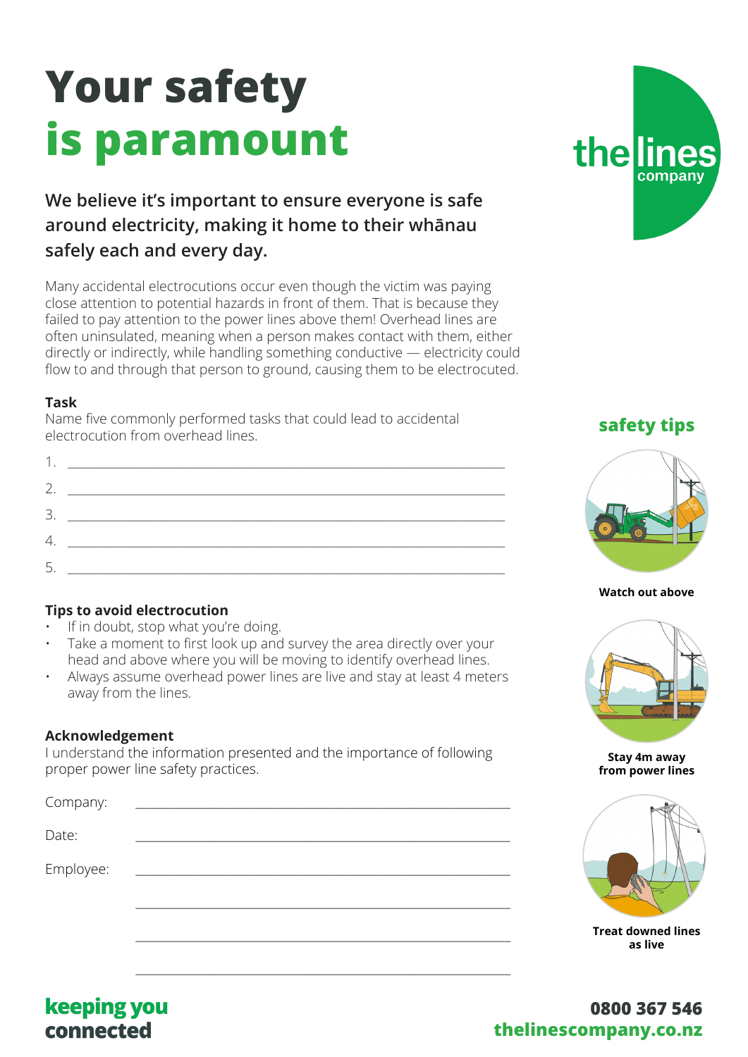# Your safety
# is paramount

the lines company

**We believe it's important to ensure everyone is safe around electricity, making it home to their whānau safely each and every day.**

Many accidental electrocutions occur even though the victim was paying close attention to potential hazards in front of them. That is because they failed to pay attention to the power lines above them! Overhead lines are often uninsulated, meaning when a person makes contact with them, either directly or indirectly, while handling something conductive — electricity could flow to and through that person to ground, causing them to be electrocuted.

**Task**

Name five commonly performed tasks that could lead to accidental electrocution from overhead lines.

1. ______________________________
2. ______________________________
3. ______________________________
4. ______________________________
5. ______________________________

**Tips to avoid electrocution**

- If in doubt, stop what you're doing.
- Take a moment to first look up and survey the area directly over your head and above where you will be moving to identify overhead lines.
- Always assume overhead power lines are live and stay at least 4 meters away from the lines.

**Acknowledgement**

I understand the information presented and the importance of following proper power line safety practices.

Company: ______________________________

Date: ______________________________

Employee: ______________________________

______________________________

______________________________

______________________________

## safety tips

**Watch out above**

**Stay 4m away from power lines**

**Treat downed lines as live**

**keeping you connected**

**0800 367 546**

**thelinescompany.co.nz**